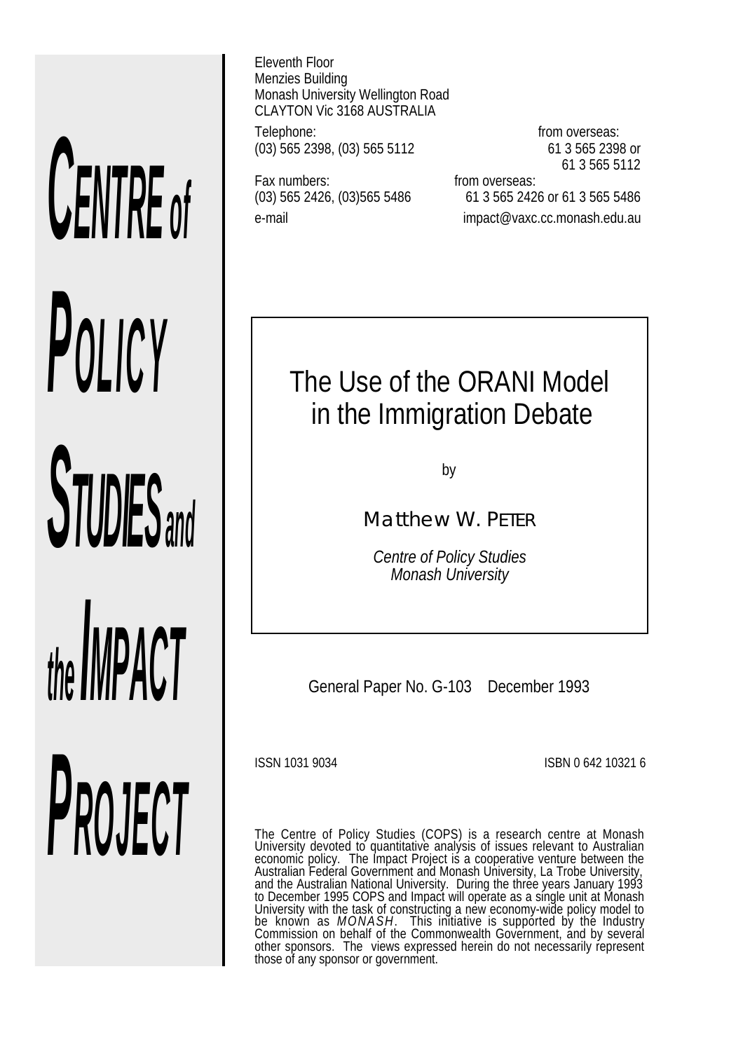**CENTRE of POLICY STUDIES and the IMPACT PROJECT**

Eleventh Floor
Menzies Building
Monash University Wellington Road
CLAYTON Vic 3168 AUSTRALIA

Telephone: (03) 565 2398, (03) 565 5112
from overseas: 61 3 565 2398 or 61 3 565 5112

Fax numbers: (03) 565 2426, (03)565 5486
from overseas: 61 3 565 2426 or 61 3 565 5486

e-mail impact@vaxc.cc.monash.edu.au

# The Use of the ORANI Model in the Immigration Debate

by

Matthew W. PETER

*Centre of Policy Studies*
*Monash University*

General Paper No. G-103 December 1993

ISSN 1031 9034

ISBN 0 642 10321 6

The Centre of Policy Studies (COPS) is a research centre at Monash University devoted to quantitative analysis of issues relevant to Australian economic policy. The Impact Project is a cooperative venture between the Australian Federal Government and Monash University, La Trobe University, and the Australian National University. During the three years January 1993 to December 1995 COPS and Impact will operate as a single unit at Monash University with the task of constructing a new economy-wide policy model to be known as *MONASH*. This initiative is supported by the Industry Commission on behalf of the Commonwealth Government, and by several other sponsors. The views expressed herein do not necessarily represent those of any sponsor or government.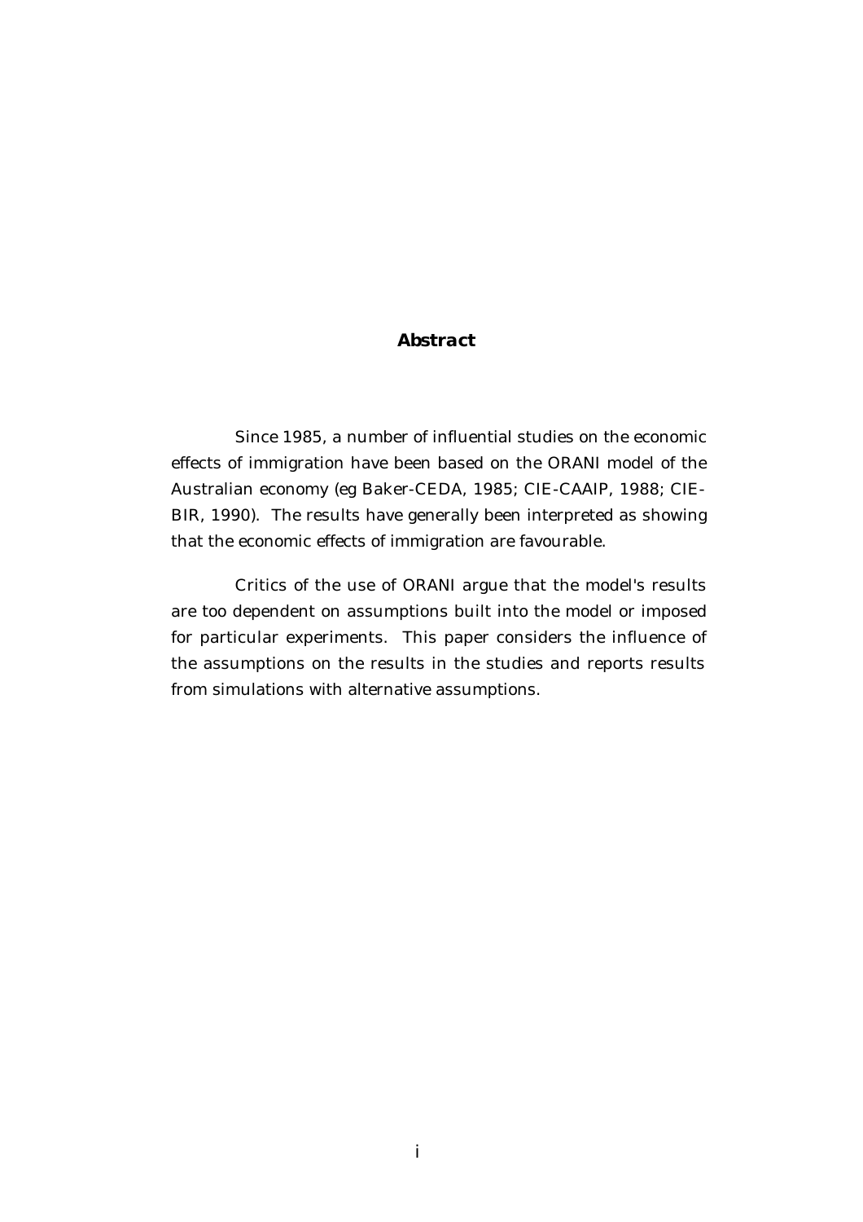## Abstract

Since 1985, a number of influential studies on the economic effects of immigration have been based on the ORANI model of the Australian economy (eg Baker-CEDA, 1985; CIE-CAAIP, 1988; CIE-BIR, 1990). The results have generally been interpreted as showing that the economic effects of immigration are favourable.

Critics of the use of ORANI argue that the model's results are too dependent on assumptions built into the model or imposed for particular experiments. This paper considers the influence of the assumptions on the results in the studies and reports results from simulations with alternative assumptions.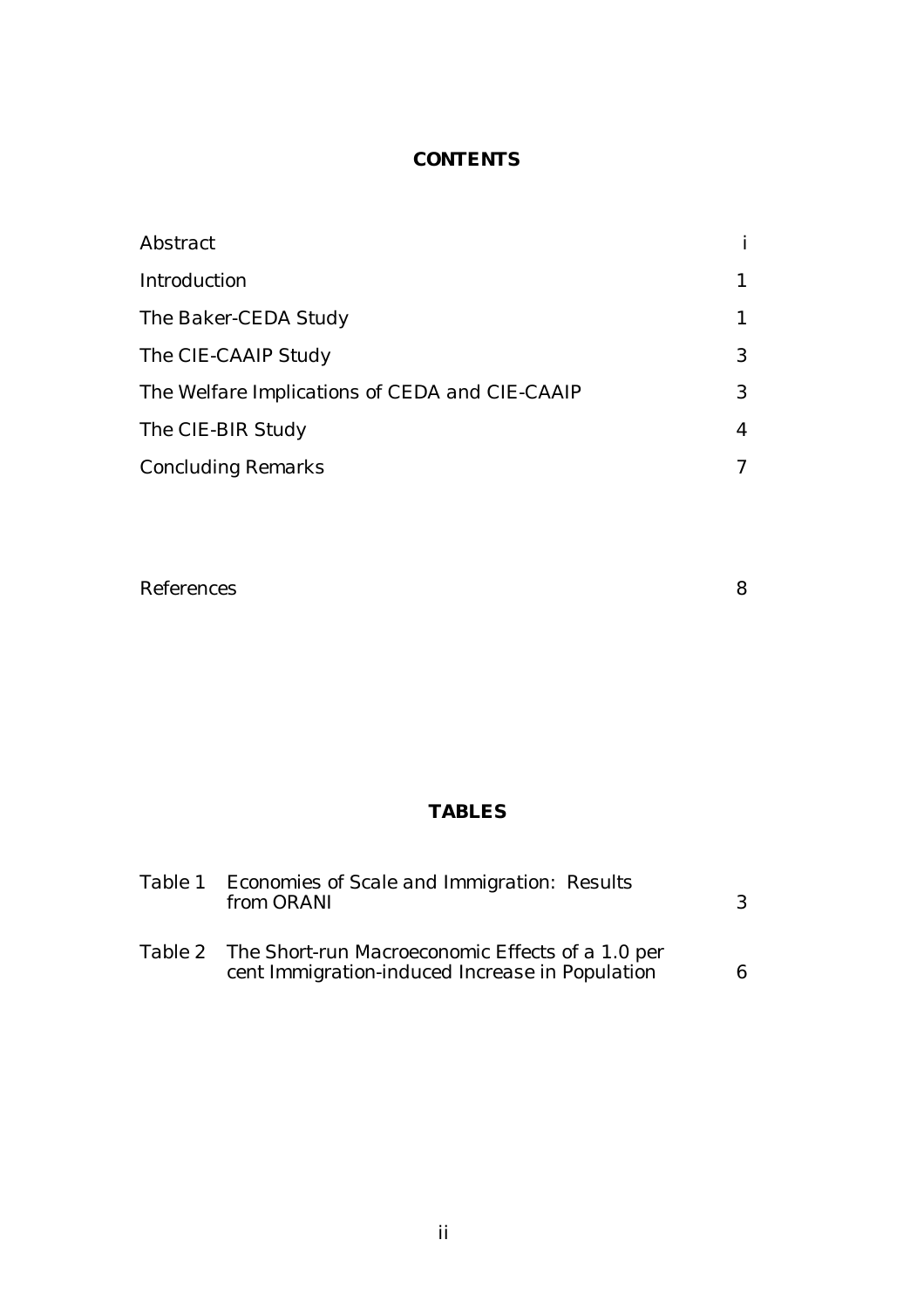## CONTENTS

| | |
|---|---|
| Abstract | i |
| Introduction | 1 |
| The Baker-CEDA Study | 1 |
| The CIE-CAAIP Study | 3 |
| The Welfare Implications of CEDA and CIE-CAAIP | 3 |
| The CIE-BIR Study | 4 |
| Concluding Remarks | 7 |
| References | 8 |

## TABLES

| | | |
|---|---|---|
| Table 1 | Economies of Scale and Immigration: Results from ORANI | 3 |
| Table 2 | The Short-run Macroeconomic Effects of a 1.0 per cent Immigration-induced Increase in Population | 6 |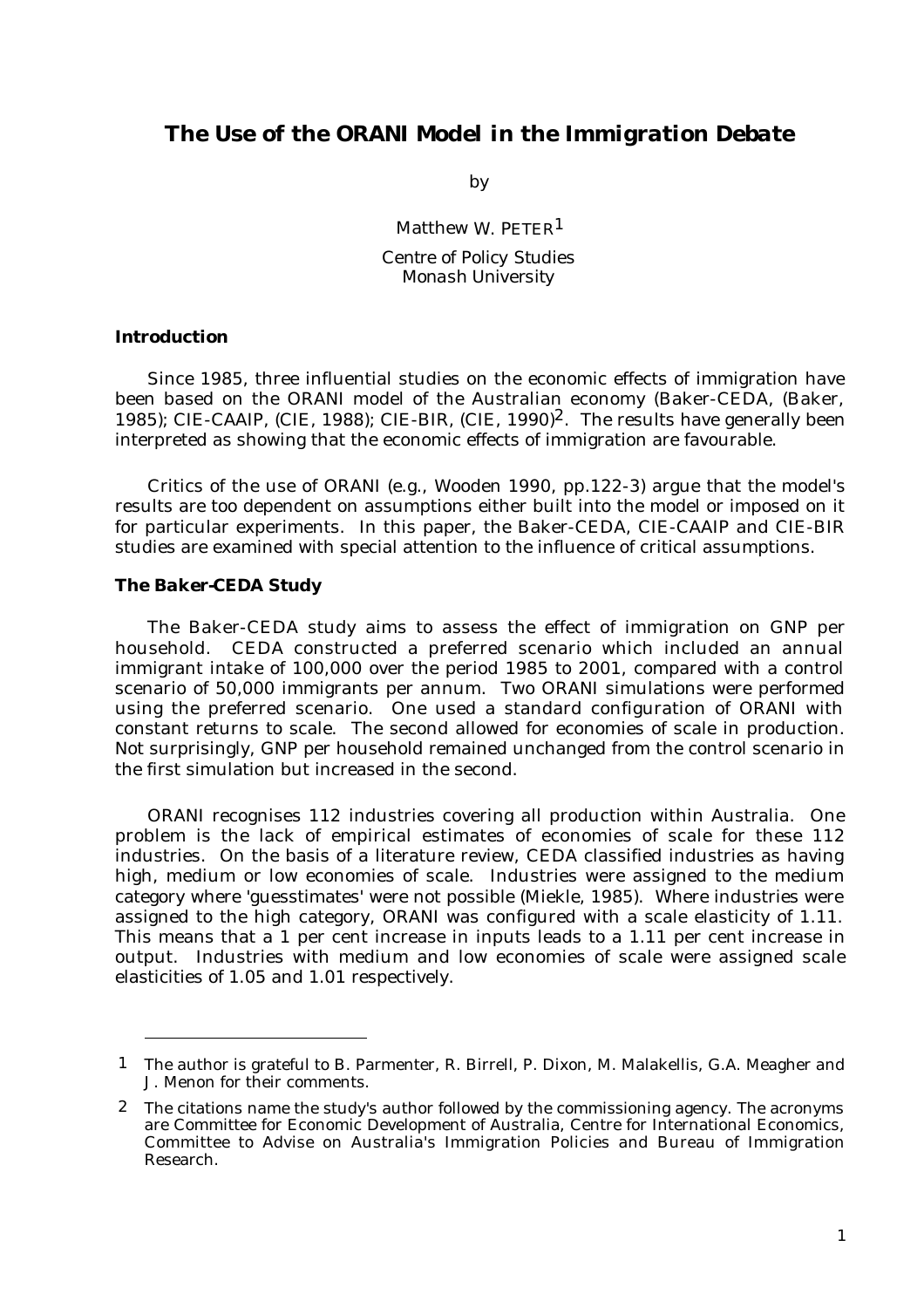# The Use of the ORANI Model in the Immigration Debate

by

Matthew W. PETER[1]

Centre of Policy Studies
Monash University

### Introduction

Since 1985, three influential studies on the economic effects of immigration have been based on the ORANI model of the Australian economy (Baker-CEDA, (Baker, 1985); CIE-CAAIP, (CIE, 1988); CIE-BIR, (CIE, 1990)[2]. The results have generally been interpreted as showing that the economic effects of immigration are favourable.

Critics of the use of ORANI (e.g., Wooden 1990, pp.122-3) argue that the model's results are too dependent on assumptions either built into the model or imposed on it for particular experiments. In this paper, the Baker-CEDA, CIE-CAAIP and CIE-BIR studies are examined with special attention to the influence of critical assumptions.

### The Baker-CEDA Study

The Baker-CEDA study aims to assess the effect of immigration on GNP per household. CEDA constructed a preferred scenario which included an annual immigrant intake of 100,000 over the period 1985 to 2001, compared with a control scenario of 50,000 immigrants per annum. Two ORANI simulations were performed using the preferred scenario. One used a standard configuration of ORANI with constant returns to scale. The second allowed for economies of scale in production. Not surprisingly, GNP per household remained unchanged from the control scenario in the first simulation but increased in the second.

ORANI recognises 112 industries covering all production within Australia. One problem is the lack of empirical estimates of economies of scale for these 112 industries. On the basis of a literature review, CEDA classified industries as having high, medium or low economies of scale. Industries were assigned to the medium category where 'guesstimates' were not possible (Miekle, 1985). Where industries were assigned to the high category, ORANI was configured with a scale elasticity of 1.11. This means that a 1 per cent increase in inputs leads to a 1.11 per cent increase in output. Industries with medium and low economies of scale were assigned scale elasticities of 1.05 and 1.01 respectively.

---

[1] The author is grateful to B. Parmenter, R. Birrell, P. Dixon, M. Malakellis, G.A. Meagher and J. Menon for their comments.

[2] The citations name the study's author followed by the commissioning agency. The acronyms are Committee for Economic Development of Australia, Centre for International Economics, Committee to Advise on Australia's Immigration Policies and Bureau of Immigration Research.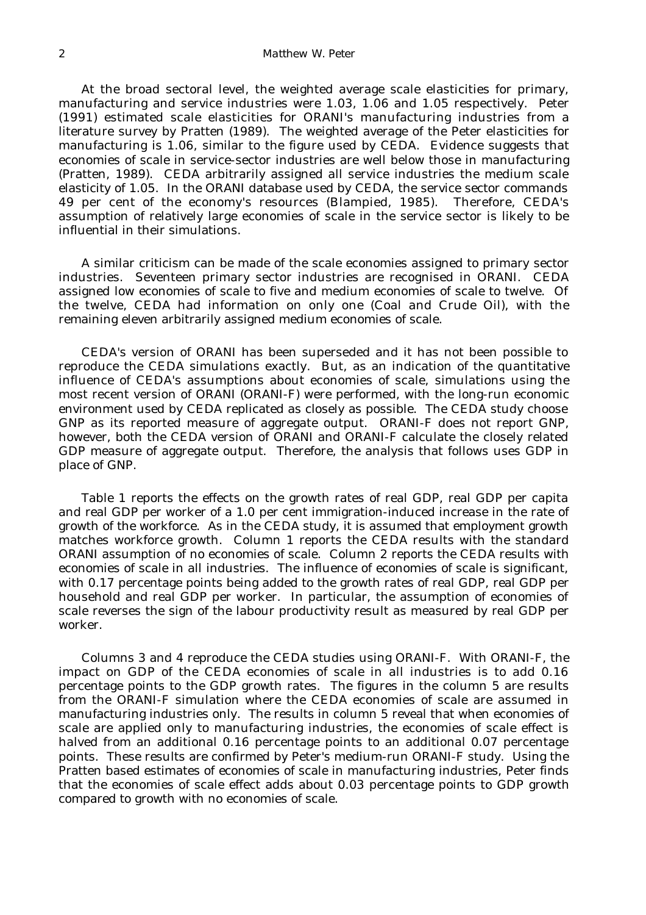At the broad sectoral level, the weighted average scale elasticities for primary, manufacturing and service industries were 1.03, 1.06 and 1.05 respectively. Peter (1991) estimated scale elasticities for ORANI's manufacturing industries from a literature survey by Pratten (1989). The weighted average of the Peter elasticities for manufacturing is 1.06, similar to the figure used by CEDA. Evidence suggests that economies of scale in service-sector industries are well below those in manufacturing (Pratten, 1989). CEDA arbitrarily assigned all service industries the medium scale elasticity of 1.05. In the ORANI database used by CEDA, the service sector commands 49 per cent of the economy's resources (Blampied, 1985). Therefore, CEDA's assumption of relatively large economies of scale in the service sector is likely to be influential in their simulations.

A similar criticism can be made of the scale economies assigned to primary sector industries. Seventeen primary sector industries are recognised in ORANI. CEDA assigned low economies of scale to five and medium economies of scale to twelve. Of the twelve, CEDA had information on only one (Coal and Crude Oil), with the remaining eleven arbitrarily assigned medium economies of scale.

CEDA's version of ORANI has been superseded and it has not been possible to reproduce the CEDA simulations exactly. But, as an indication of the quantitative influence of CEDA's assumptions about economies of scale, simulations using the most recent version of ORANI (ORANI-F) were performed, with the long-run economic environment used by CEDA replicated as closely as possible. The CEDA study choose GNP as its reported measure of aggregate output. ORANI-F does not report GNP, however, both the CEDA version of ORANI and ORANI-F calculate the closely related GDP measure of aggregate output. Therefore, the analysis that follows uses GDP in place of GNP.

Table 1 reports the effects on the growth rates of real GDP, real GDP per capita and real GDP per worker of a 1.0 per cent immigration-induced increase in the rate of growth of the workforce. As in the CEDA study, it is assumed that employment growth matches workforce growth. Column 1 reports the CEDA results with the standard ORANI assumption of no economies of scale. Column 2 reports the CEDA results with economies of scale in all industries. The influence of economies of scale is significant, with 0.17 percentage points being added to the growth rates of real GDP, real GDP per household and real GDP per worker. In particular, the assumption of economies of scale reverses the sign of the labour productivity result as measured by real GDP per worker.

Columns 3 and 4 reproduce the CEDA studies using ORANI-F. With ORANI-F, the impact on GDP of the CEDA economies of scale in all industries is to add 0.16 percentage points to the GDP growth rates. The figures in the column 5 are results from the ORANI-F simulation where the CEDA economies of scale are assumed in manufacturing industries only. The results in column 5 reveal that when economies of scale are applied only to manufacturing industries, the economies of scale effect is halved from an additional 0.16 percentage points to an additional 0.07 percentage points. These results are confirmed by Peter's medium-run ORANI-F study. Using the Pratten based estimates of economies of scale in manufacturing industries, Peter finds that the economies of scale effect adds about 0.03 percentage points to GDP growth compared to growth with no economies of scale.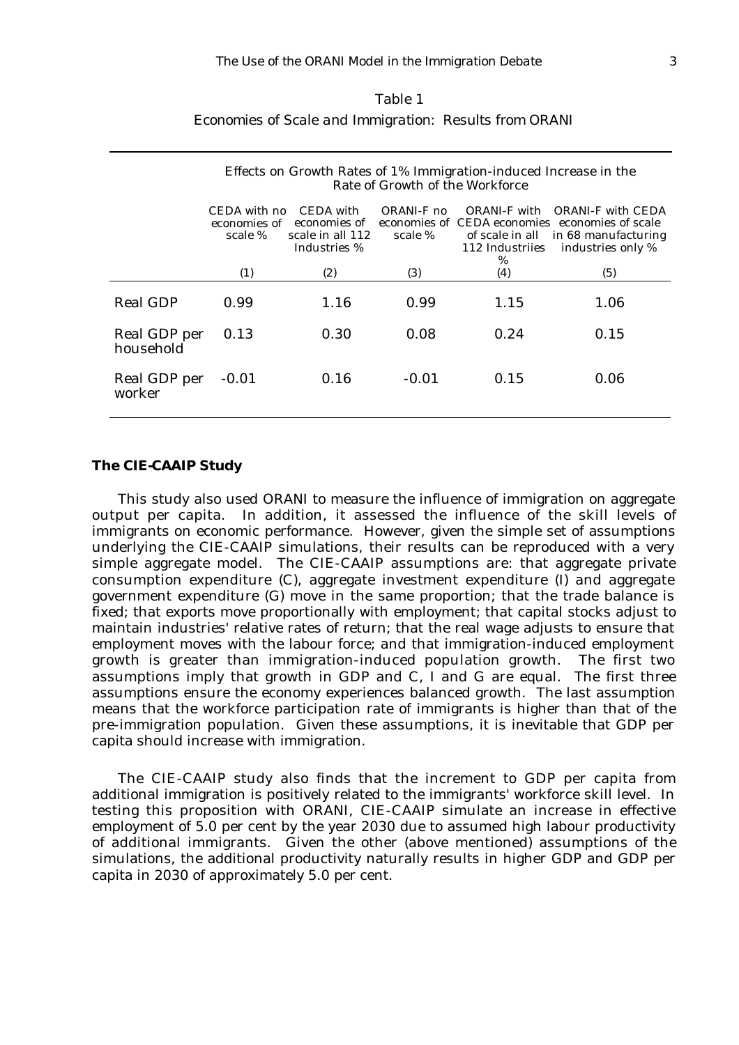Table 1

*Economies of Scale and Immigration: Results from ORANI*

| | Effects on Growth Rates of 1% Immigration-induced Increase in the Rate of Growth of the Workforce | | | | |
|---|---|---|---|---|---|
| | CEDA with no economies of scale % | CEDA with economies of scale in all 112 Industries % | ORANI-F no economies of scale % | ORANI-F with CEDA economies of scale in all 112 Industriies % | ORANI-F with CEDA economies of scale in 68 manufacturing industries only % |
| | (1) | (2) | (3) | (4) | (5) |
| Real GDP | 0.99 | 1.16 | 0.99 | 1.15 | 1.06 |
| Real GDP per household | 0.13 | 0.30 | 0.08 | 0.24 | 0.15 |
| Real GDP per worker | -0.01 | 0.16 | -0.01 | 0.15 | 0.06 |

**The CIE-CAAIP Study**

This study also used ORANI to measure the influence of immigration on aggregate output per capita. In addition, it assessed the influence of the skill levels of immigrants on economic performance. However, given the simple set of assumptions underlying the CIE-CAAIP simulations, their results can be reproduced with a very simple aggregate model. The CIE-CAAIP assumptions are: that aggregate private consumption expenditure (C), aggregate investment expenditure (I) and aggregate government expenditure (G) move in the same proportion; that the trade balance is fixed; that exports move proportionally with employment; that capital stocks adjust to maintain industries' relative rates of return; that the real wage adjusts to ensure that employment moves with the labour force; and that immigration-induced employment growth is greater than immigration-induced population growth. The first two assumptions imply that growth in GDP and C, I and G are equal. The first three assumptions ensure the economy experiences balanced growth. The last assumption means that the workforce participation rate of immigrants is higher than that of the pre-immigration population. Given these assumptions, it is inevitable that GDP per capita should increase with immigration.

The CIE-CAAIP study also finds that the increment to GDP per capita from additional immigration is positively related to the immigrants' workforce skill level. In testing this proposition with ORANI, CIE-CAAIP simulate an increase in effective employment of 5.0 per cent by the year 2030 due to assumed high labour productivity of additional immigrants. Given the other (above mentioned) assumptions of the simulations, the additional productivity naturally results in higher GDP and GDP per capita in 2030 of approximately 5.0 per cent.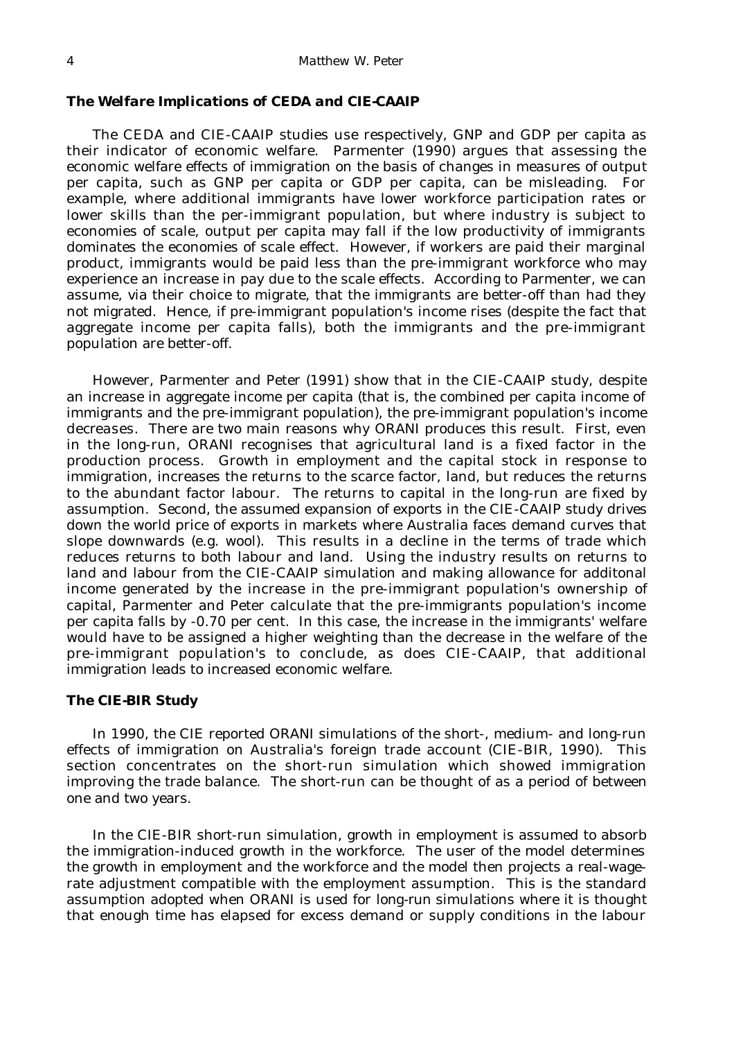### The Welfare Implications of CEDA and CIE-CAAIP

The CEDA and CIE-CAAIP studies use respectively, GNP and GDP per capita as their indicator of economic welfare. Parmenter (1990) argues that assessing the economic welfare effects of immigration on the basis of changes in measures of output per capita, such as GNP per capita or GDP per capita, can be misleading. For example, where additional immigrants have lower workforce participation rates or lower skills than the per-immigrant population, but where industry is subject to economies of scale, output per capita may fall if the low productivity of immigrants dominates the economies of scale effect. However, if workers are paid their marginal product, immigrants would be paid less than the pre-immigrant workforce who may experience an increase in pay due to the scale effects. According to Parmenter, we can assume, via their choice to migrate, that the immigrants are better-off than had they not migrated. Hence, if pre-immigrant population's income rises (despite the fact that aggregate income per capita falls), both the immigrants and the pre-immigrant population are better-off.

However, Parmenter and Peter (1991) show that in the CIE-CAAIP study, despite an increase in aggregate income per capita (that is, the combined per capita income of immigrants and the pre-immigrant population), the pre-immigrant population's income decreases. There are two main reasons why ORANI produces this result. First, even in the long-run, ORANI recognises that agricultural land is a fixed factor in the production process. Growth in employment and the capital stock in response to immigration, increases the returns to the scarce factor, land, but reduces the returns to the abundant factor labour. The returns to capital in the long-run are fixed by assumption. Second, the assumed expansion of exports in the CIE-CAAIP study drives down the world price of exports in markets where Australia faces demand curves that slope downwards (e.g. wool). This results in a decline in the terms of trade which reduces returns to both labour and land. Using the industry results on returns to land and labour from the CIE-CAAIP simulation and making allowance for additonal income generated by the increase in the pre-immigrant population's ownership of capital, Parmenter and Peter calculate that the pre-immigrants population's income per capita falls by -0.70 per cent. In this case, the increase in the immigrants' welfare would have to be assigned a higher weighting than the decrease in the welfare of the pre-immigrant population's to conclude, as does CIE-CAAIP, that additional immigration leads to increased economic welfare.

### The CIE-BIR Study

In 1990, the CIE reported ORANI simulations of the short-, medium- and long-run effects of immigration on Australia's foreign trade account (CIE-BIR, 1990). This section concentrates on the short-run simulation which showed immigration improving the trade balance. The short-run can be thought of as a period of between one and two years.

In the CIE-BIR short-run simulation, growth in employment is assumed to absorb the immigration-induced growth in the workforce. The user of the model determines the growth in employment and the workforce and the model then projects a real-wage-rate adjustment compatible with the employment assumption. This is the standard assumption adopted when ORANI is used for long-run simulations where it is thought that enough time has elapsed for excess demand or supply conditions in the labour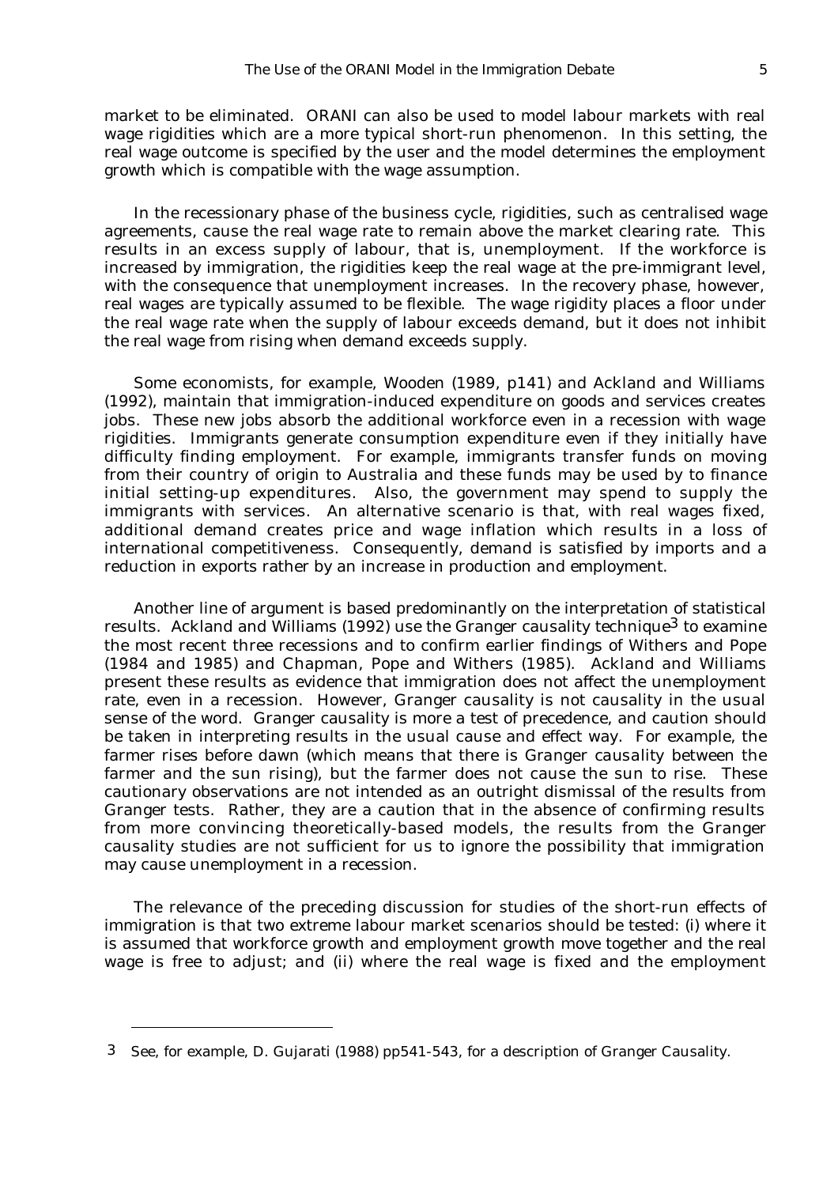market to be eliminated. ORANI can also be used to model labour markets with real wage rigidities which are a more typical short-run phenomenon. In this setting, the real wage outcome is specified by the user and the model determines the employment growth which is compatible with the wage assumption.

In the recessionary phase of the business cycle, rigidities, such as centralised wage agreements, cause the real wage rate to remain above the market clearing rate. This results in an excess supply of labour, that is, unemployment. If the workforce is increased by immigration, the rigidities keep the real wage at the pre-immigrant level, with the consequence that unemployment increases. In the recovery phase, however, real wages are typically assumed to be flexible. The wage rigidity places a floor under the real wage rate when the supply of labour exceeds demand, but it does not inhibit the real wage from rising when demand exceeds supply.

Some economists, for example, Wooden (1989, p141) and Ackland and Williams (1992), maintain that immigration-induced expenditure on goods and services creates jobs. These new jobs absorb the additional workforce even in a recession with wage rigidities. Immigrants generate consumption expenditure even if they initially have difficulty finding employment. For example, immigrants transfer funds on moving from their country of origin to Australia and these funds may be used by to finance initial setting-up expenditures. Also, the government may spend to supply the immigrants with services. An alternative scenario is that, with real wages fixed, additional demand creates price and wage inflation which results in a loss of international competitiveness. Consequently, demand is satisfied by imports and a reduction in exports rather by an increase in production and employment.

Another line of argument is based predominantly on the interpretation of statistical results. Ackland and Williams (1992) use the Granger causality technique[3] to examine the most recent three recessions and to confirm earlier findings of Withers and Pope (1984 and 1985) and Chapman, Pope and Withers (1985). Ackland and Williams present these results as evidence that immigration does not affect the unemployment rate, even in a recession. However, Granger causality is not causality in the usual sense of the word. Granger causality is more a test of precedence, and caution should be taken in interpreting results in the usual cause and effect way. For example, the farmer rises before dawn (which means that there is Granger causality between the farmer and the sun rising), but the farmer does not cause the sun to rise. These cautionary observations are not intended as an outright dismissal of the results from Granger tests. Rather, they are a caution that in the absence of confirming results from more convincing theoretically-based models, the results from the Granger causality studies are not sufficient for us to ignore the possibility that immigration may cause unemployment in a recession.

The relevance of the preceding discussion for studies of the short-run effects of immigration is that two extreme labour market scenarios should be tested: (i) where it is assumed that workforce growth and employment growth move together and the real wage is free to adjust; and (ii) where the real wage is fixed and the employment

---

[3] See, for example, D. Gujarati (1988) pp541-543, for a description of Granger Causality.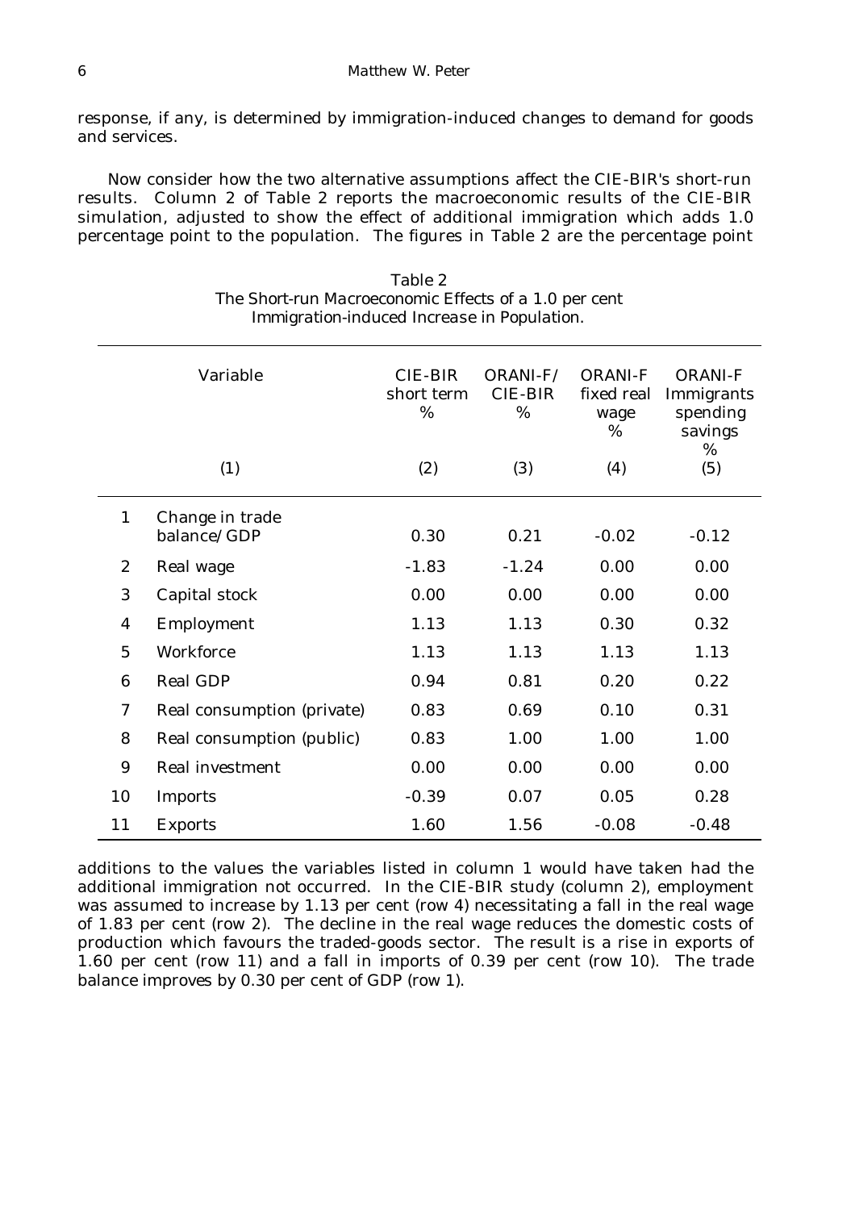response, if any, is determined by immigration-induced changes to demand for goods and services.

Now consider how the two alternative assumptions affect the CIE-BIR's short-run results. Column 2 of Table 2 reports the macroeconomic results of the CIE-BIR simulation, adjusted to show the effect of additional immigration which adds 1.0 percentage point to the population. The figures in Table 2 are the percentage point

Table 2
The Short-run Macroeconomic Effects of a 1.0 per cent Immigration-induced Increase in Population.

| | Variable | CIE-BIR short term % | ORANI-F/ CIE-BIR % | ORANI-F fixed real wage % | ORANI-F Immigrants spending savings % |
|---|---|---|---|---|---|
| | (1) | (2) | (3) | (4) | (5) |
| 1 | Change in trade balance/GDP | 0.30 | 0.21 | -0.02 | -0.12 |
| 2 | Real wage | -1.83 | -1.24 | 0.00 | 0.00 |
| 3 | Capital stock | 0.00 | 0.00 | 0.00 | 0.00 |
| 4 | Employment | 1.13 | 1.13 | 0.30 | 0.32 |
| 5 | Workforce | 1.13 | 1.13 | 1.13 | 1.13 |
| 6 | Real GDP | 0.94 | 0.81 | 0.20 | 0.22 |
| 7 | Real consumption (private) | 0.83 | 0.69 | 0.10 | 0.31 |
| 8 | Real consumption (public) | 0.83 | 1.00 | 1.00 | 1.00 |
| 9 | Real investment | 0.00 | 0.00 | 0.00 | 0.00 |
| 10 | Imports | -0.39 | 0.07 | 0.05 | 0.28 |
| 11 | Exports | 1.60 | 1.56 | -0.08 | -0.48 |

additions to the values the variables listed in column 1 would have taken had the additional immigration not occurred. In the CIE-BIR study (column 2), employment was assumed to increase by 1.13 per cent (row 4) necessitating a fall in the real wage of 1.83 per cent (row 2). The decline in the real wage reduces the domestic costs of production which favours the traded-goods sector. The result is a rise in exports of 1.60 per cent (row 11) and a fall in imports of 0.39 per cent (row 10). The trade balance improves by 0.30 per cent of GDP (row 1).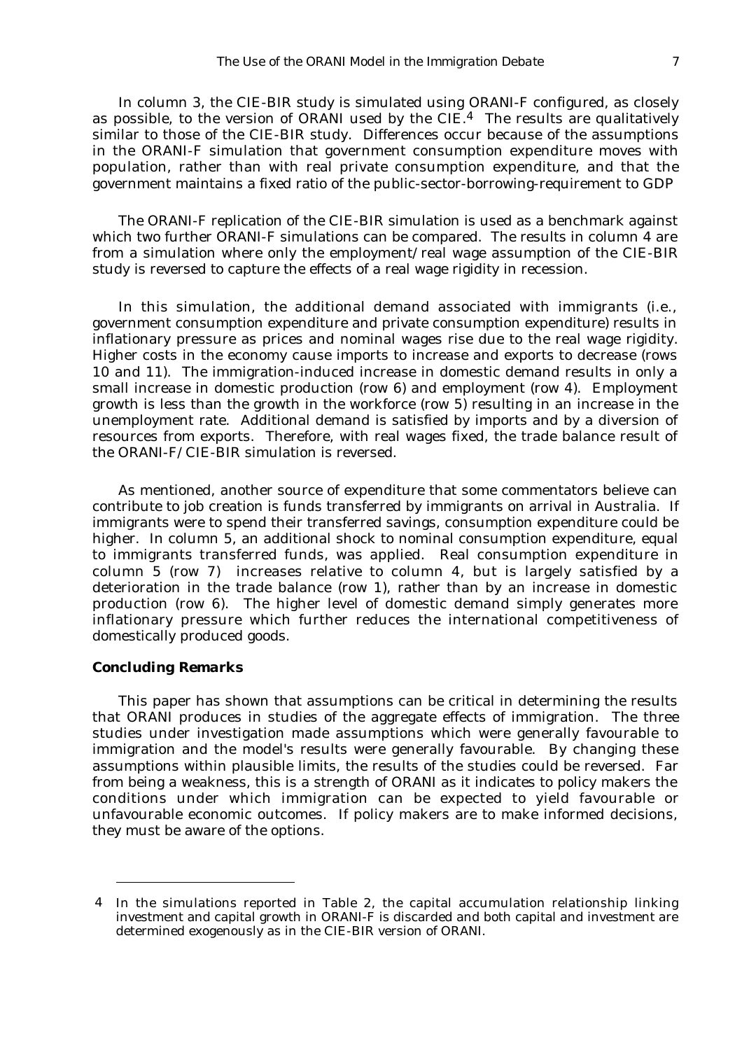In column 3, the CIE-BIR study is simulated using ORANI-F configured, as closely as possible, to the version of ORANI used by the CIE.[4] The results are qualitatively similar to those of the CIE-BIR study. Differences occur because of the assumptions in the ORANI-F simulation that government consumption expenditure moves with population, rather than with real private consumption expenditure, and that the government maintains a fixed ratio of the public-sector-borrowing-requirement to GDP

The ORANI-F replication of the CIE-BIR simulation is used as a benchmark against which two further ORANI-F simulations can be compared. The results in column 4 are from a simulation where only the employment/real wage assumption of the CIE-BIR study is reversed to capture the effects of a real wage rigidity in recession.

In this simulation, the additional demand associated with immigrants (i.e., government consumption expenditure and private consumption expenditure) results in inflationary pressure as prices and nominal wages rise due to the real wage rigidity. Higher costs in the economy cause imports to increase and exports to decrease (rows 10 and 11). The immigration-induced increase in domestic demand results in only a small increase in domestic production (row 6) and employment (row 4). Employment growth is less than the growth in the workforce (row 5) resulting in an increase in the unemployment rate. Additional demand is satisfied by imports and by a diversion of resources from exports. Therefore, with real wages fixed, the trade balance result of the ORANI-F/CIE-BIR simulation is reversed.

As mentioned, another source of expenditure that some commentators believe can contribute to job creation is funds transferred by immigrants on arrival in Australia. If immigrants were to spend their transferred savings, consumption expenditure could be higher. In column 5, an additional shock to nominal consumption expenditure, equal to immigrants transferred funds, was applied. Real consumption expenditure in column 5 (row 7) increases relative to column 4, but is largely satisfied by a deterioration in the trade balance (row 1), rather than by an increase in domestic production (row 6). The higher level of domestic demand simply generates more inflationary pressure which further reduces the international competitiveness of domestically produced goods.

### Concluding Remarks

This paper has shown that assumptions can be critical in determining the results that ORANI produces in studies of the aggregate effects of immigration. The three studies under investigation made assumptions which were generally favourable to immigration and the model's results were generally favourable. By changing these assumptions within plausible limits, the results of the studies could be reversed. Far from being a weakness, this is a strength of ORANI as it indicates to policy makers the conditions under which immigration can be expected to yield favourable or unfavourable economic outcomes. If policy makers are to make informed decisions, they must be aware of the options.

---

[4] In the simulations reported in Table 2, the capital accumulation relationship linking investment and capital growth in ORANI-F is discarded and both capital and investment are determined exogenously as in the CIE-BIR version of ORANI.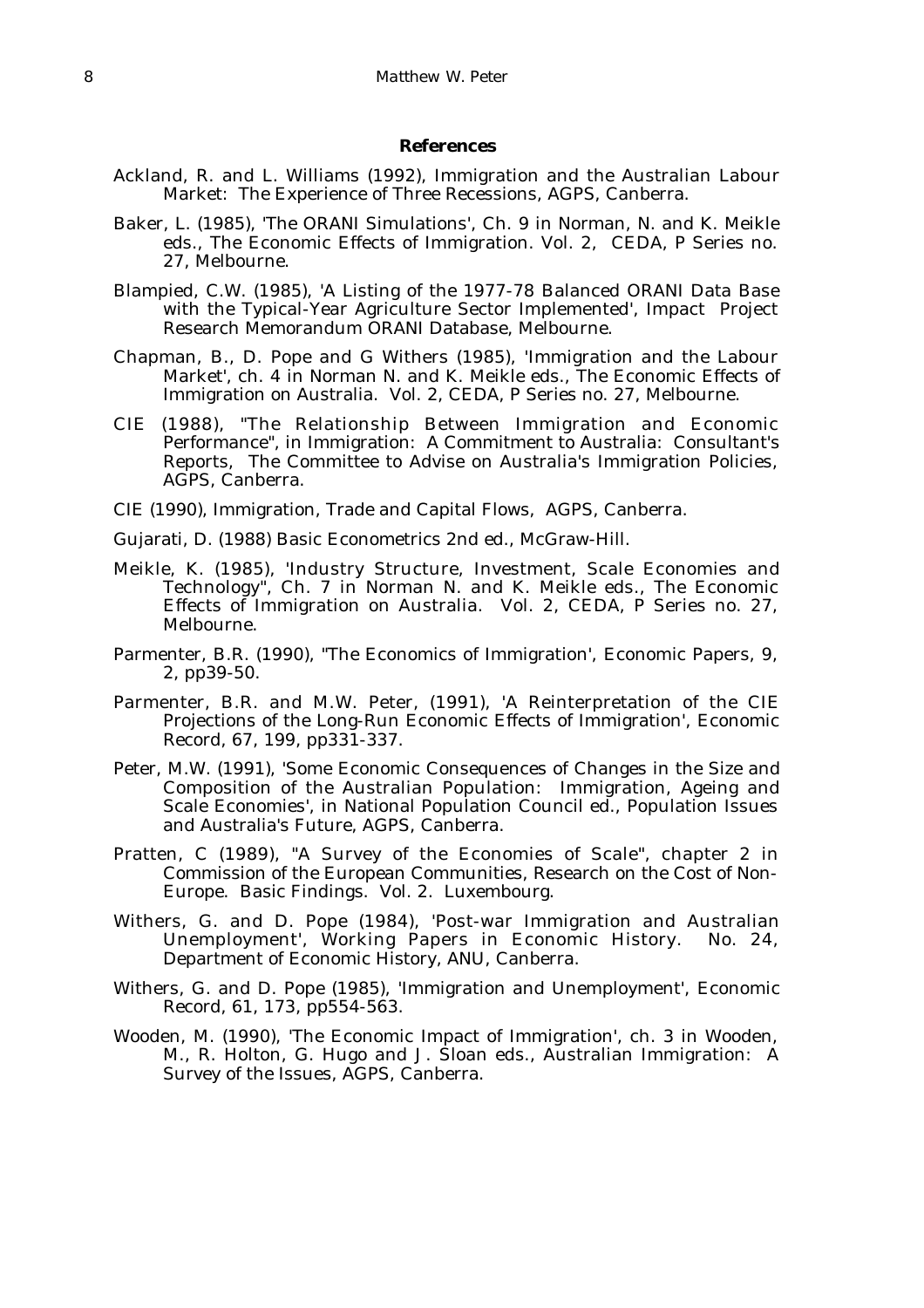## References

Ackland, R. and L. Williams (1992), Immigration and the Australian Labour Market: The Experience of Three Recessions, AGPS, Canberra.

Baker, L. (1985), 'The ORANI Simulations', Ch. 9 in Norman, N. and K. Meikle eds., The Economic Effects of Immigration. Vol. 2, CEDA, P Series no. 27, Melbourne.

Blampied, C.W. (1985), 'A Listing of the 1977-78 Balanced ORANI Data Base with the Typical-Year Agriculture Sector Implemented', Impact Project Research Memorandum ORANI Database, Melbourne.

Chapman, B., D. Pope and G Withers (1985), 'Immigration and the Labour Market', ch. 4 in Norman N. and K. Meikle eds., The Economic Effects of Immigration on Australia. Vol. 2, CEDA, P Series no. 27, Melbourne.

CIE (1988), "The Relationship Between Immigration and Economic Performance", in Immigration: A Commitment to Australia: Consultant's Reports, The Committee to Advise on Australia's Immigration Policies, AGPS, Canberra.

CIE (1990), Immigration, Trade and Capital Flows, AGPS, Canberra.

Gujarati, D. (1988) Basic Econometrics 2nd ed., McGraw-Hill.

Meikle, K. (1985), 'Industry Structure, Investment, Scale Economies and Technology", Ch. 7 in Norman N. and K. Meikle eds., The Economic Effects of Immigration on Australia. Vol. 2, CEDA, P Series no. 27, Melbourne.

Parmenter, B.R. (1990), "The Economics of Immigration', Economic Papers, 9, 2, pp39-50.

Parmenter, B.R. and M.W. Peter, (1991), 'A Reinterpretation of the CIE Projections of the Long-Run Economic Effects of Immigration', Economic Record, 67, 199, pp331-337.

Peter, M.W. (1991), 'Some Economic Consequences of Changes in the Size and Composition of the Australian Population: Immigration, Ageing and Scale Economies', in National Population Council ed., Population Issues and Australia's Future, AGPS, Canberra.

Pratten, C (1989), "A Survey of the Economies of Scale", chapter 2 in Commission of the European Communities, Research on the Cost of Non-Europe. Basic Findings. Vol. 2. Luxembourg.

Withers, G. and D. Pope (1984), 'Post-war Immigration and Australian Unemployment', Working Papers in Economic History. No. 24, Department of Economic History, ANU, Canberra.

Withers, G. and D. Pope (1985), 'Immigration and Unemployment', Economic Record, 61, 173, pp554-563.

Wooden, M. (1990), 'The Economic Impact of Immigration', ch. 3 in Wooden, M., R. Holton, G. Hugo and J. Sloan eds., Australian Immigration: A Survey of the Issues, AGPS, Canberra.